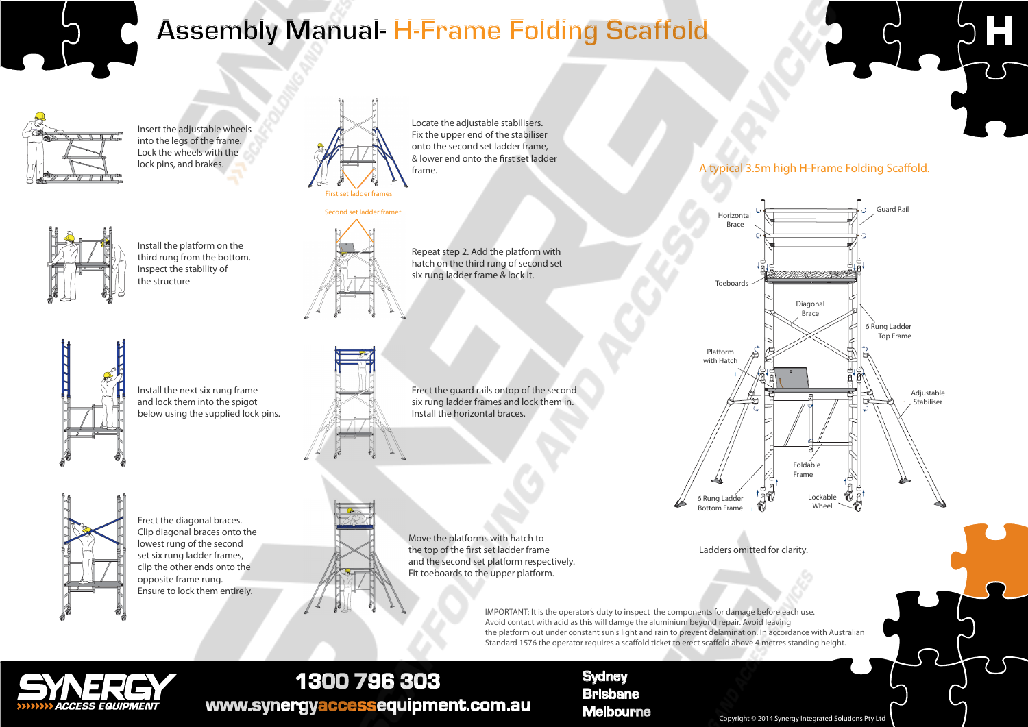# Assembly Manual- H-Frame Folding Scaffold

Insert the adjustable wheels into the legs of the frame. Lock the wheels with the lock pins, and brakes.

Install the platform on the third rung from the bottom. Inspect the stability of the structure

Install the next six rung frame and lock them into the spigot below using the supplied lock pins.

Erect the diagonal braces. Clip diagonal braces onto the lowest rung of the second set six rung ladder frames, clip the other ends onto the opposite frame rung. Ensure to lock them entirely.

Locate the adjustable stabilisers. Fix the upper end of the stabiliser onto the second set ladder frame, & lower end onto the first set ladder frame.

First set ladder frames

Second set ladder frame

Repeat step 2. Add the platform with hatch on the third rung of second set six rung ladder frame & lock it.

Erect the guard rails ontop of the second six rung ladder frames and lock them in. Install the horizontal braces.

Move the platforms with hatch to the top of the first set ladder frame and the second set platform respectively. Fit toeboards to the upper platform.

A typical 3.5m high H-Frame Folding Scaffold.

Horizontal Brace

Guard Rail

Toeboards

Diagonal Brace

6 Rung Ladder Top Frame

Platform with Hatch

Adjustable Stabiliser

Foldable Frame

6 Rung Ladder Bottom Frame

Lockable Wheel

Ladders omitted for clarity.

IMPORTANT: It is the operator's duty to inspect the components for damage before each use. Avoid contact with acid as this will damge the aluminium beyond repair. Avoid leaving the platform out under constant sun's light and rain to prevent delamination. In accordance with Australian Standard 1576 the operator requires a scaffold ticket to erect scaffold above 4 metres standing height.

SYNERGY ACCESS EQUIPMENT

1300 796 303

www.synergyaccessequipment.com.au

Sydney
Brisbane
Melbourne

Copyright © 2014 Synergy Integrated Solutions Pty Ltd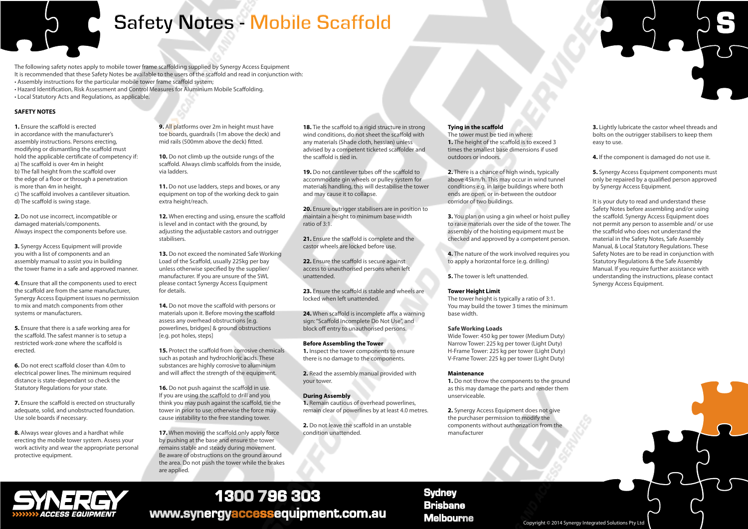# Safety Notes - Mobile Scaffold

The following safety notes apply to mobile tower frame scaffolding supplied by Synergy Access Equipment
It is recommended that these Safety Notes be available to the users of the scaffold and read in conjunction with:
- Assembly instructions for the particular mobile tower frame scaffold system;
- Hazard Identification, Risk Assessment and Control Measures for Aluminium Mobile Scaffolding.
- Local Statutory Acts and Regulations, as applicable.

## SAFETY NOTES

**1.** Ensure the scaffold is erected in accordance with the manufacturer's assembly instructions. Persons erecting, modifying or dismantling the scaffold must hold the applicable certificate of competency if:
a) The scaffold is over 4m in height
b) The fall height from the scaffold over the edge of a floor or through a penetration is more than 4m in height.
c) The scaffold involves a cantilever situation.
d) The scaffold is swing stage.

**2.** Do not use incorrect, incompatible or damaged materials/components. Always inspect the components before use.

**3.** Synergy Access Equipment will provide you with a list of components and an assembly manual to assist you in building the tower frame in a safe and approved manner.

**4.** Ensure that all the components used to erect the scaffold are from the same manufacturer, Synergy Access Equipment issues no permission to mix and match components from other systems or manufacturers.

**5.** Ensure that there is a safe working area for the scaffold. The safest manner is to setup a restricted work-zone where the scaffold is erected.

**6.** Do not erect scaffold closer than 4.0m to electrical power lines. The minimum required distance is state-dependant so check the Statutory Regulations for your state.

**7.** Ensure the scaffold is erected on structurally adequate, solid, and unobstructed foundation. Use sole boards if necessary.

**8.** Always wear gloves and a hardhat while erecting the mobile tower system. Assess your work activity and wear the appropriate personal protective equipment.

**9.** All platforms over 2m in height must have toe boards, guardrails (1m above the deck) and mid rails (500mm above the deck) fitted.

**10.** Do not climb up the outside rungs of the scaffold. Always climb scaffolds from the inside, via ladders.

**11.** Do not use ladders, steps and boxes, or any equipment on top of the working deck to gain extra height/reach.

**12.** When erecting and using, ensure the scaffold is level and in contact with the ground, by adjusting the adjustable castors and outrigger stabilisers.

**13.** Do not exceed the nominated Safe Working Load of the Scaffold, usually 225kg per bay unless otherwise specified by the supplier/manufacturer. If you are unsure of the SWL please contact Synergy Access Equipment for details.

**14.** Do not move the scaffold with persons or materials upon it. Before moving the scaffold assess any overhead obstructions [e.g. powerlines, bridges] & ground obstructions [e.g. pot holes, steps]

**15.** Protect the scaffold from corrosive chemicals such as potash and hydrochloric acids. These substances are highly corrosive to aluminium and will affect the strength of the equipment.

**16.** Do not push against the scaffold in use. If you are using the scaffold to drill and you think you may push against the scaffold, tie the tower in prior to use; otherwise the force may cause instability to the free standing tower.

**17.** When moving the scaffold only apply force by pushing at the base and ensure the tower remains stable and steady during movement. Be aware of obstructions on the ground around the area. Do not push the tower while the brakes are applied.

**18.** Tie the scaffold to a rigid structure in strong wind conditions, do not sheet the scaffold with any materials (Shade cloth, hessian) unless advised by a competent ticketed scaffolder and the scaffold is tied in.

**19.** Do not cantilever tubes off the scaffold to accommodate gin wheels or pulley system for materials handling, this will destabilise the tower and may cause it to collapse.

**20.** Ensure outrigger stabilisers are in position to maintain a height to minimum base width ratio of 3:1.

**21.** Ensure the scaffold is complete and the castor wheels are locked before use.

**22.** Ensure the scaffold is secure against access to unauthorised persons when left unattended.

**23.** Ensure the scaffold is stable and wheels are locked when left unattended.

**24.** When scaffold is incomplete affix a warning sign: "Scaffold Incomplete Do Not Use", and block off entry to unauthorised persons.

### Before Assembling the Tower

**1.** Inspect the tower components to ensure there is no damage to the components.

**2.** Read the assembly manual provided with your tower.

### During Assembly

**1.** Remain cautious of overhead powerlines, remain clear of powerlines by at least 4.0 metres.

**2.** Do not leave the scaffold in an unstable condition unattended.

### Tying in the scaffold

The tower must be tied in where:

**1.** The height of the scaffold is to exceed 3 times the smallest base dimensions if used outdoors or indoors.

**2.** There is a chance of high winds, typically above 45km/h. This may occur in wind tunnel conditions e.g. in large buildings where both ends are open, or in-between the outdoor corridor of two buildings.

**3.** You plan on using a gin wheel or hoist pulley to raise materials over the side of the tower. The assembly of the hoisting equipment must be checked and approved by a competent person.

**4.** The nature of the work involved requires you to apply a horizontal force (e.g. drilling)

**5.** The tower is left unattended.

### Tower Height Limit

The tower height is typically a ratio of 3:1.
You may build the tower 3 times the minimum base width.

### Safe Working Loads

Wide Tower: 450 kg per tower (Medium Duty)
Narrow Tower: 225 kg per tower (Light Duty)
H-Frame Tower: 225 kg per tower (Light Duty)
V-Frame Tower: 225 kg per tower (Light Duty)

### Maintenance

**1.** Do not throw the components to the ground as this may damage the parts and render them unserviceable.

**2.** Synergy Access Equipment does not give the purchaser permission to modify the components without authorization from the manufacturer

**3.** Lightly lubricate the castor wheel threads and bolts on the outrigger stabilisers to keep them easy to use.

**4.** If the component is damaged do not use it.

**5.** Synergy Access Equipment components must only be repaired by a qualified person approved by Synergy Access Equipment.

It is your duty to read and understand these Safety Notes before assembling and/or using the scaffold. Synergy Access Equipment does not permit any person to assemble and/ or use the scaffold who does not understand the material in the Safety Notes, Safe Assembly Manual, & Local Statutory Regulations. These Safety Notes are to be read in conjunction with Statutory Regulations & the Safe Assembly Manual. If you require further assistance with understanding the instructions, please contact Synergy Access Equipment.

SYNERGY ACCESS EQUIPMENT

**1300 796 303**
**www.synergyaccessequipment.com.au**

Sydney
Brisbane
Melbourne

Copyright © 2014 Synergy Integrated Solutions Pty Ltd